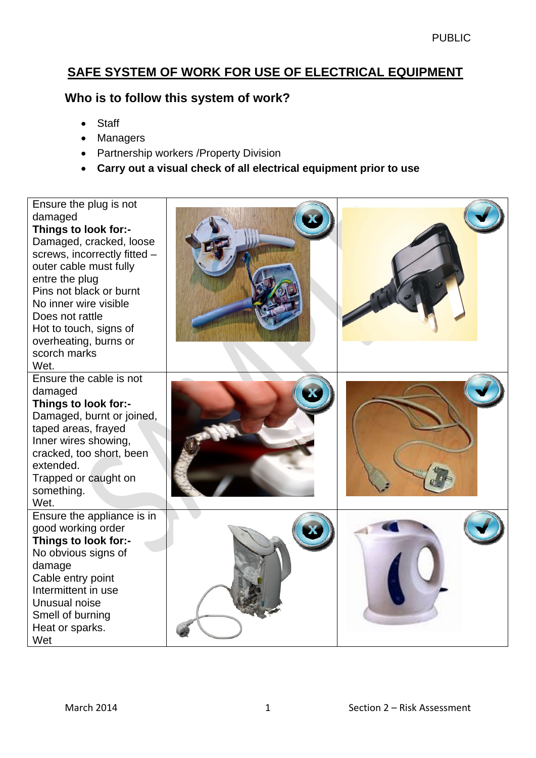# SAFE SYSTEM OF WORK FOR USE OF ELECTRICAL EQUIPMENT

## Who is to follow this system of work?

- Staff
- Managers
- Partnership workers /Property Division
- **Carry out a visual check of all electrical equipment prior to use**

| | | |
|---|---|---|
| Ensure the plug is not damaged<br>**Things to look for:-**<br>Damaged, cracked, loose screws, incorrectly fitted – outer cable must fully entre the plug<br>Pins not black or burnt<br>No inner wire visible<br>Does not rattle<br>Hot to touch, signs of overheating, burns or scorch marks<br>Wet. | | |
| Ensure the cable is not damaged<br>**Things to look for:-**<br>Damaged, burnt or joined, taped areas, frayed<br>Inner wires showing, cracked, too short, been extended.<br>Trapped or caught on something.<br>Wet. | | |
| Ensure the appliance is in good working order<br>**Things to look for:-**<br>No obvious signs of damage<br>Cable entry point<br>Intermittent in use<br>Unusual noise<br>Smell of burning<br>Heat or sparks.<br>Wet | | |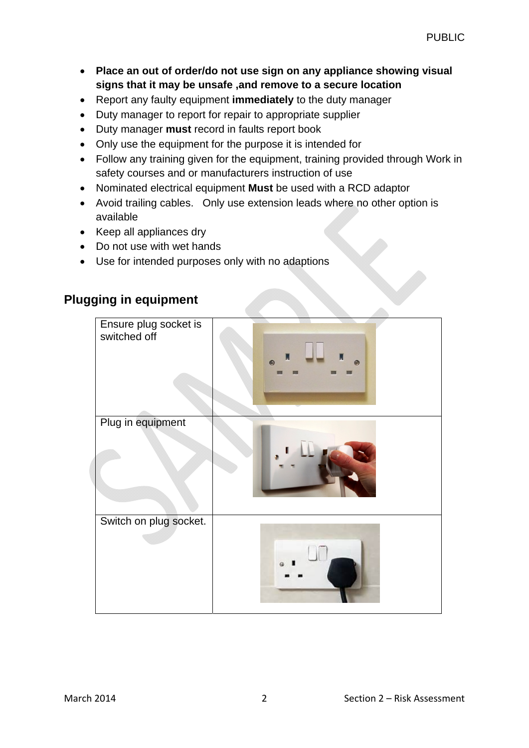- **Place an out of order/do not use sign on any appliance showing visual signs that it may be unsafe ,and remove to a secure location**
- Report any faulty equipment **immediately** to the duty manager
- Duty manager to report for repair to appropriate supplier
- Duty manager **must** record in faults report book
- Only use the equipment for the purpose it is intended for
- Follow any training given for the equipment, training provided through Work in safety courses and or manufacturers instruction of use
- Nominated electrical equipment **Must** be used with a RCD adaptor
- Avoid trailing cables.   Only use extension leads where no other option is available
- Keep all appliances dry
- Do not use with wet hands
- Use for intended purposes only with no adaptions

## Plugging in equipment

| | |
|---|---|
| Ensure plug socket is switched off | |
| Plug in equipment | |
| Switch on plug socket. | |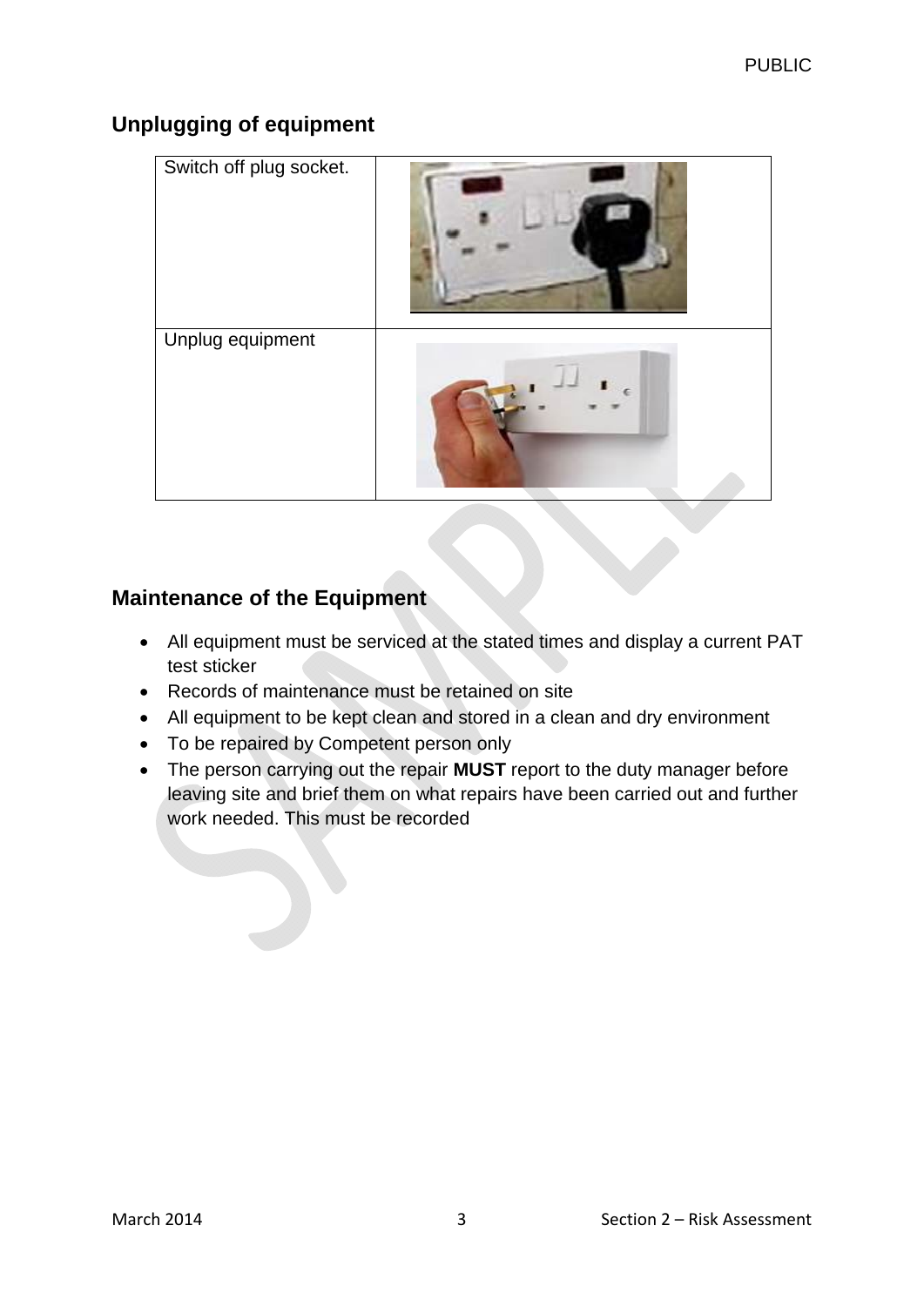## Unplugging of equipment

| | |
|---|---|
| Switch off plug socket. | |
| Unplug equipment | |

## Maintenance of the Equipment

- All equipment must be serviced at the stated times and display a current PAT test sticker
- Records of maintenance must be retained on site
- All equipment to be kept clean and stored in a clean and dry environment
- To be repaired by Competent person only
- The person carrying out the repair **MUST** report to the duty manager before leaving site and brief them on what repairs have been carried out and further work needed. This must be recorded